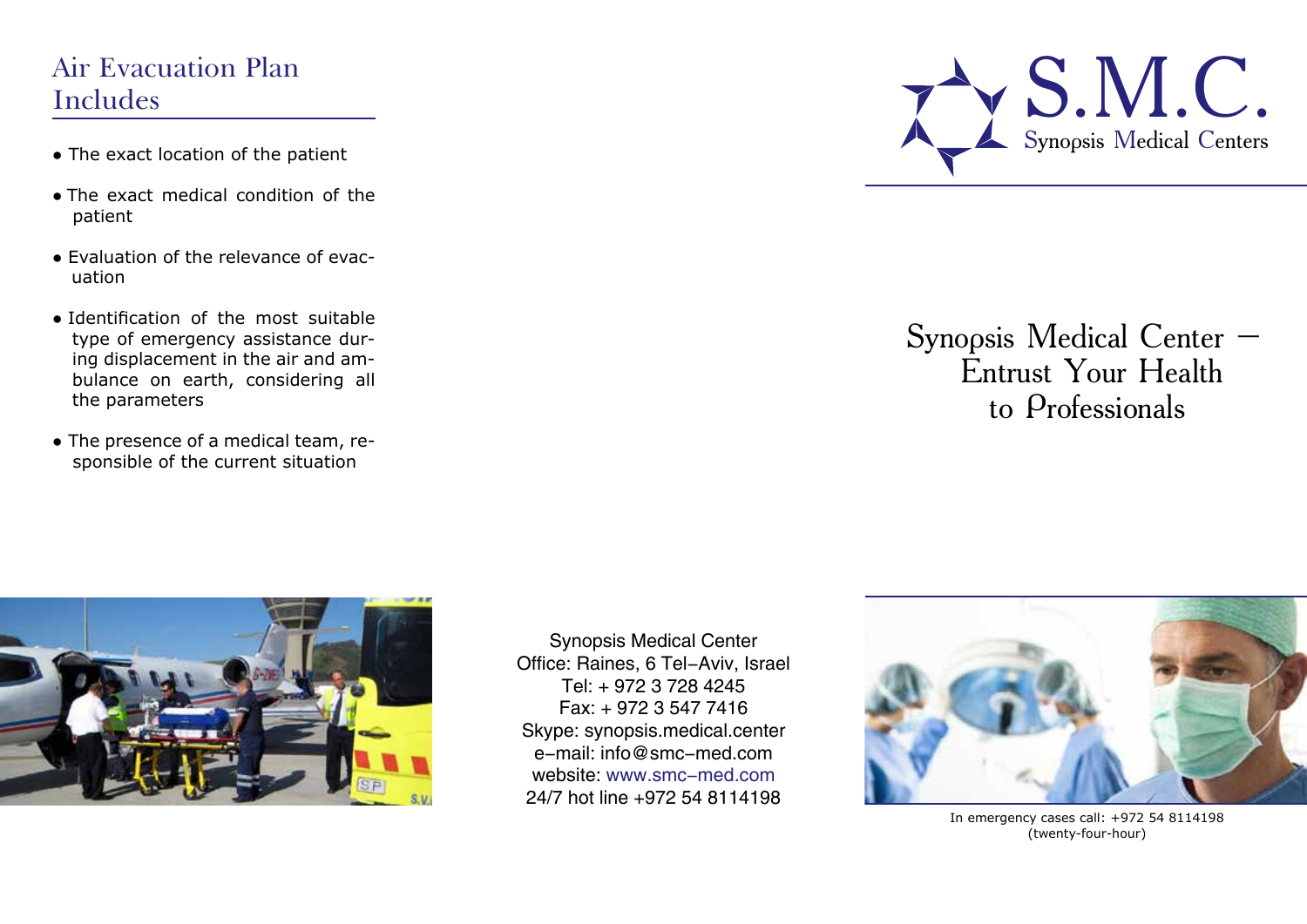## Air Evacuation Plan Includes

- The exact location of the patient
- The exact medical condition of the patient
- Evaluation of the relevance of evacuation
- Identification of the most suitable type of emergency assistance during displacement in the air and ambulance on earth, considering all the parameters
- The presence of a medical team, responsible of the current situation

Synopsis Medical Center
Office: Raines, 6 Tel–Aviv, Israel
Tel: + 972 3 728 4245
Fax: + 972 3 547 7416
Skype: synopsis.medical.center
e–mail: info@smc–med.com
website: www.smc–med.com
24/7 hot line +972 54 8114198

# S.M.C.

Synopsis Medical Centers

## Synopsis Medical Center – Entrust Your Health to Professionals

In emergency cases call: +972 54 8114198 (twenty-four-hour)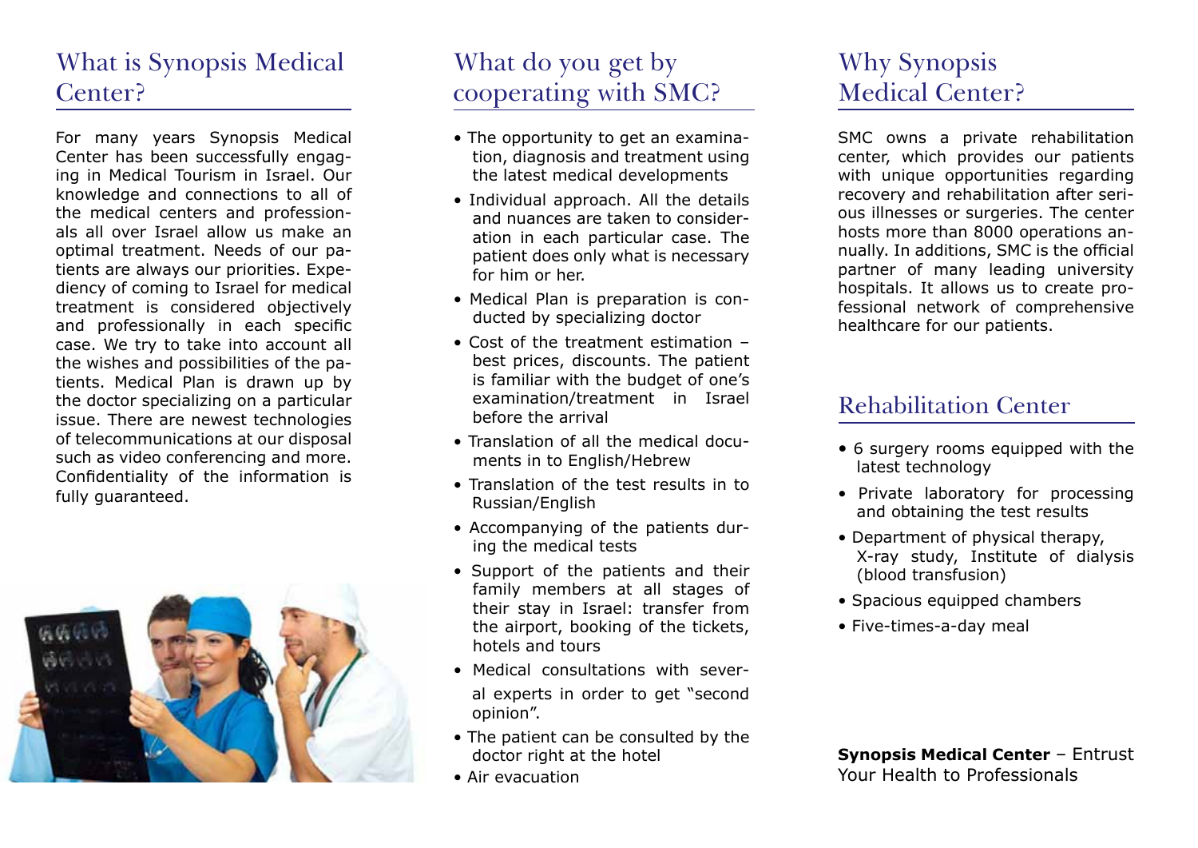## What is Synopsis Medical Center?

For many years Synopsis Medical Center has been successfully engaging in Medical Tourism in Israel. Our knowledge and connections to all of the medical centers and professionals all over Israel allow us make an optimal treatment. Needs of our patients are always our priorities. Expediency of coming to Israel for medical treatment is considered objectively and professionally in each specific case. We try to take into account all the wishes and possibilities of the patients. Medical Plan is drawn up by the doctor specializing on a particular issue. There are newest technologies of telecommunications at our disposal such as video conferencing and more. Confidentiality of the information is fully guaranteed.

## What do you get by cooperating with SMC?

- The opportunity to get an examination, diagnosis and treatment using the latest medical developments
- Individual approach. All the details and nuances are taken to consideration in each particular case. The patient does only what is necessary for him or her.
- Medical Plan is preparation is conducted by specializing doctor
- Cost of the treatment estimation – best prices, discounts. The patient is familiar with the budget of one's examination/treatment in Israel before the arrival
- Translation of all the medical documents in to English/Hebrew
- Translation of the test results in to Russian/English
- Accompanying of the patients during the medical tests
- Support of the patients and their family members at all stages of their stay in Israel: transfer from the airport, booking of the tickets, hotels and tours
- Medical consultations with several experts in order to get "second opinion".
- The patient can be consulted by the doctor right at the hotel
- Air evacuation

## Why Synopsis Medical Center?

SMC owns a private rehabilitation center, which provides our patients with unique opportunities regarding recovery and rehabilitation after serious illnesses or surgeries. The center hosts more than 8000 operations annually. In additions, SMC is the official partner of many leading university hospitals. It allows us to create professional network of comprehensive healthcare for our patients.

## Rehabilitation Center

- 6 surgery rooms equipped with the latest technology
- Private laboratory for processing and obtaining the test results
- Department of physical therapy, X-ray study, Institute of dialysis (blood transfusion)
- Spacious equipped chambers
- Five-times-a-day meal

**Synopsis Medical Center** – Entrust Your Health to Professionals